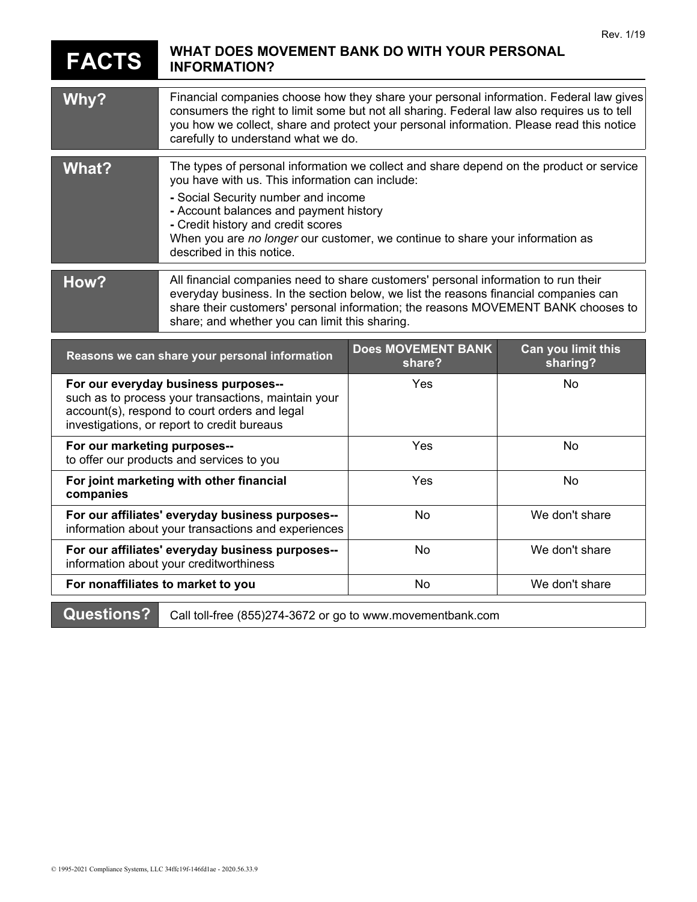Rev. 1/19

# FACTS — WHAT DOES MOVEMENT BANK DO WITH YOUR PERSONAL INFORMATION?

| | |
|---|---|
| **Why?** | Financial companies choose how they share your personal information. Federal law gives consumers the right to limit some but not all sharing. Federal law also requires us to tell you how we collect, share and protect your personal information. Please read this notice carefully to understand what we do. |
| **What?** | The types of personal information we collect and share depend on the product or service you have with us. This information can include:<br>- Social Security number and income<br>- Account balances and payment history<br>- Credit history and credit scores<br>When you are *no longer* our customer, we continue to share your information as described in this notice. |
| **How?** | All financial companies need to share customers' personal information to run their everyday business. In the section below, we list the reasons financial companies can share their customers' personal information; the reasons MOVEMENT BANK chooses to share; and whether you can limit this sharing. |

| Reasons we can share your personal information | Does MOVEMENT BANK share? | Can you limit this sharing? |
|---|---|---|
| **For our everyday business purposes--** such as to process your transactions, maintain your account(s), respond to court orders and legal investigations, or report to credit bureaus | Yes | No |
| **For our marketing purposes--** to offer our products and services to you | Yes | No |
| **For joint marketing with other financial companies** | Yes | No |
| **For our affiliates' everyday business purposes--** information about your transactions and experiences | No | We don't share |
| **For our affiliates' everyday business purposes--** information about your creditworthiness | No | We don't share |
| **For nonaffiliates to market to you** | No | We don't share |

| | |
|---|---|
| **Questions?** | Call toll-free (855)274-3672 or go to www.movementbank.com |

© 1995-2021 Compliance Systems, LLC 34ffc19f-146fd1ae - 2020.56.33.9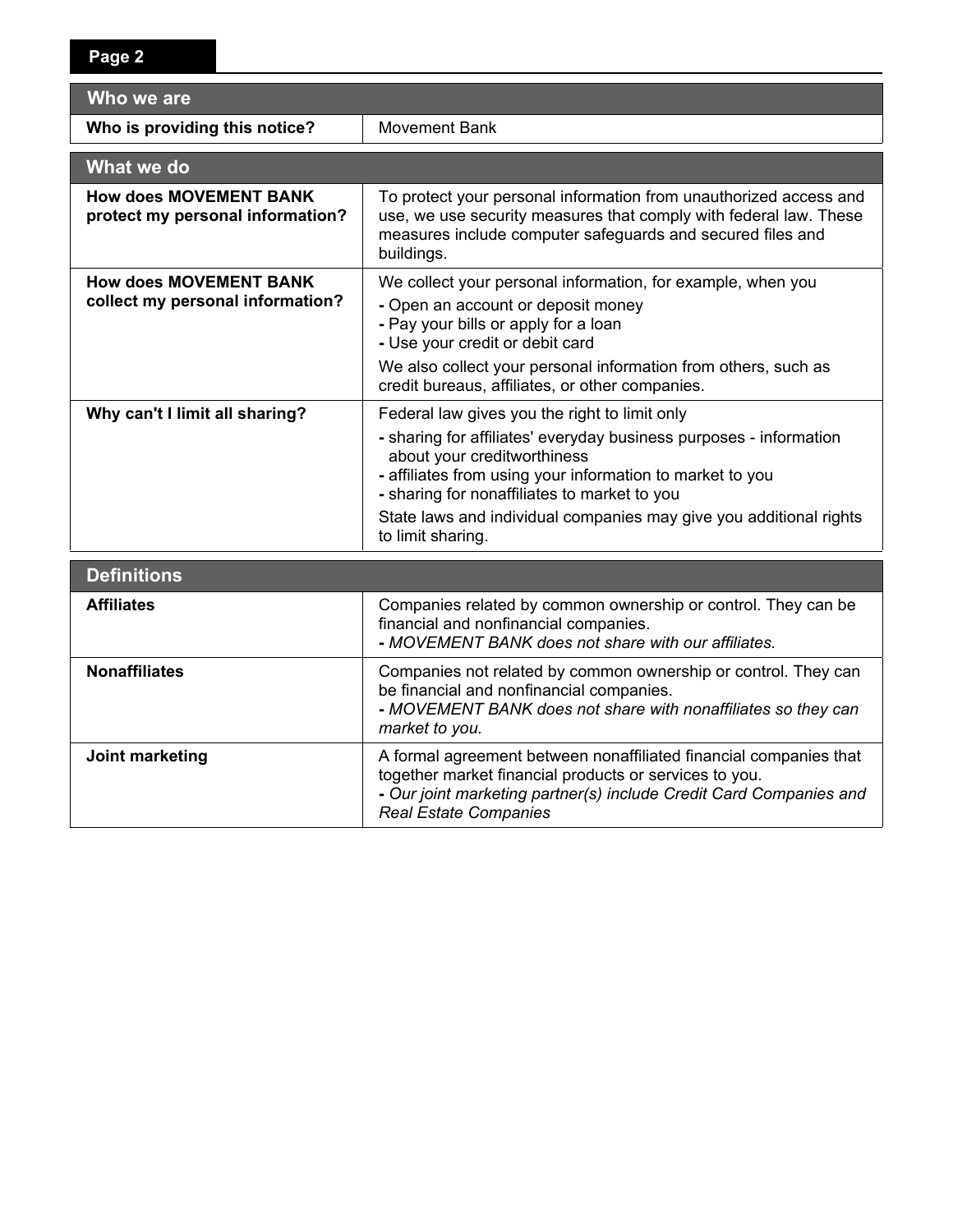| Who we are | |
|---|---|
| **Who is providing this notice?** | Movement Bank |

| What we do | |
|---|---|
| **How does MOVEMENT BANK protect my personal information?** | To protect your personal information from unauthorized access and use, we use security measures that comply with federal law. These measures include computer safeguards and secured files and buildings. |
| **How does MOVEMENT BANK collect my personal information?** | We collect your personal information, for example, when you<br>- Open an account or deposit money<br>- Pay your bills or apply for a loan<br>- Use your credit or debit card<br>We also collect your personal information from others, such as credit bureaus, affiliates, or other companies. |
| **Why can't I limit all sharing?** | Federal law gives you the right to limit only<br>- sharing for affiliates' everyday business purposes - information about your creditworthiness<br>- affiliates from using your information to market to you<br>- sharing for nonaffiliates to market to you<br>State laws and individual companies may give you additional rights to limit sharing. |

| Definitions | |
|---|---|
| **Affiliates** | Companies related by common ownership or control. They can be financial and nonfinancial companies.<br>- *MOVEMENT BANK does not share with our affiliates.* |
| **Nonaffiliates** | Companies not related by common ownership or control. They can be financial and nonfinancial companies.<br>- *MOVEMENT BANK does not share with nonaffiliates so they can market to you.* |
| **Joint marketing** | A formal agreement between nonaffiliated financial companies that together market financial products or services to you.<br>- *Our joint marketing partner(s) include Credit Card Companies and Real Estate Companies* |